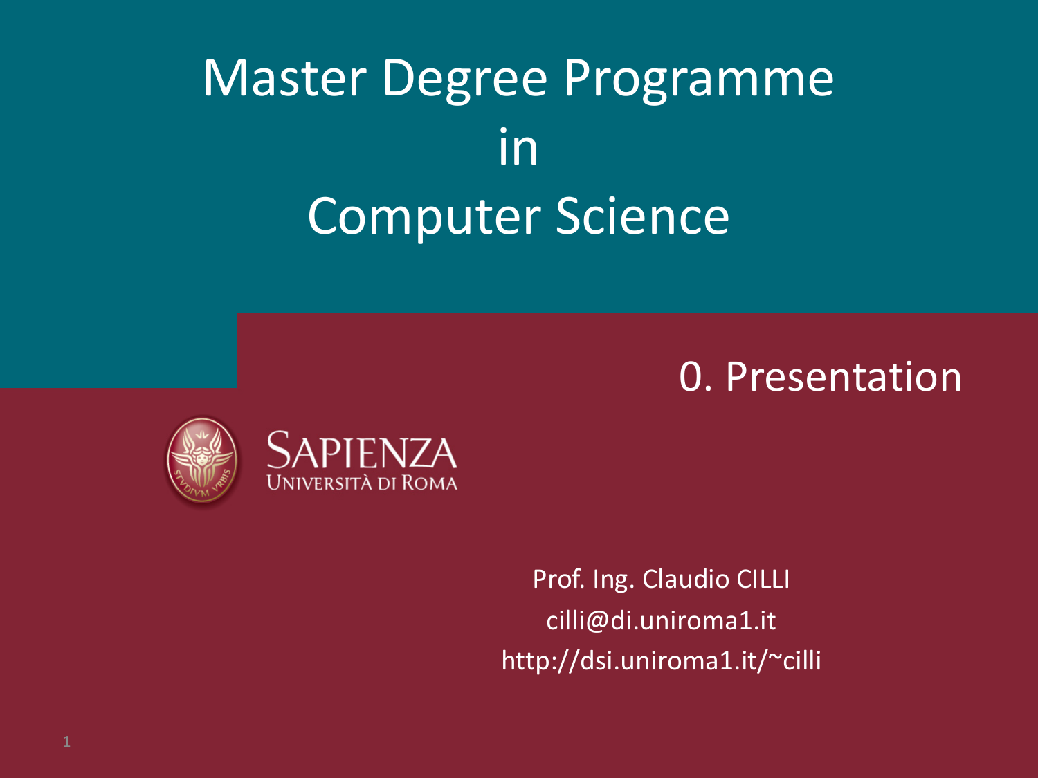# Master Degree Programme in Computer Science

## 0. Presentation

SAPIENZA
UNIVERSITÀ DI ROMA

Prof. Ing. Claudio CILLI
cilli@di.uniroma1.it
http://dsi.uniroma1.it/~cilli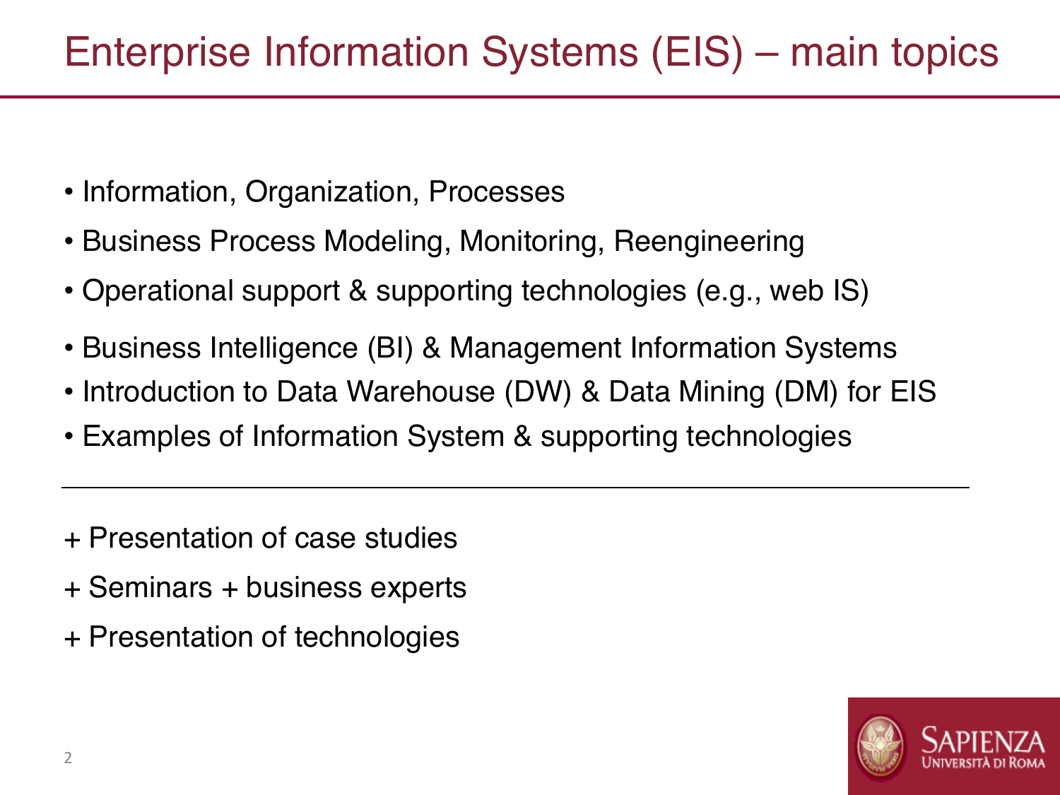# Enterprise Information Systems (EIS) – main topics

- Information, Organization, Processes
- Business Process Modeling, Monitoring, Reengineering
- Operational support & supporting technologies (e.g., web IS)
- Business Intelligence (BI) & Management Information Systems
- Introduction to Data Warehouse (DW) & Data Mining (DM) for EIS
- Examples of Information System & supporting technologies

---

+ Presentation of case studies

+ Seminars + business experts

+ Presentation of technologies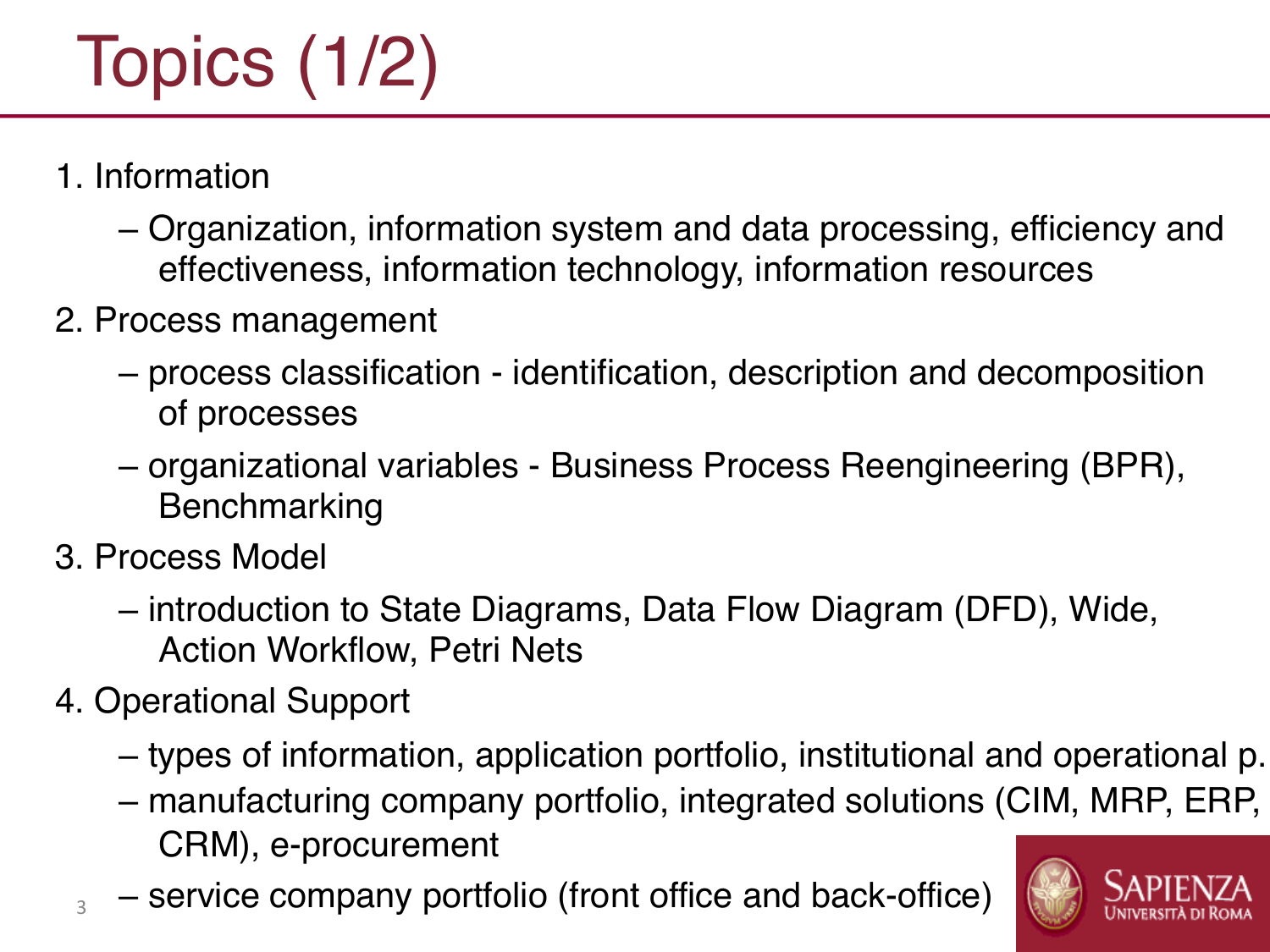# Topics (1/2)

1. Information
   - Organization, information system and data processing, efficiency and effectiveness, information technology, information resources
2. Process management
   - process classification - identification, description and decomposition of processes
   - organizational variables - Business Process Reengineering (BPR), Benchmarking
3. Process Model
   - introduction to State Diagrams, Data Flow Diagram (DFD), Wide, Action Workflow, Petri Nets
4. Operational Support
   - types of information, application portfolio, institutional and operational p.
   - manufacturing company portfolio, integrated solutions (CIM, MRP, ERP, CRM), e-procurement
   - service company portfolio (front office and back-office)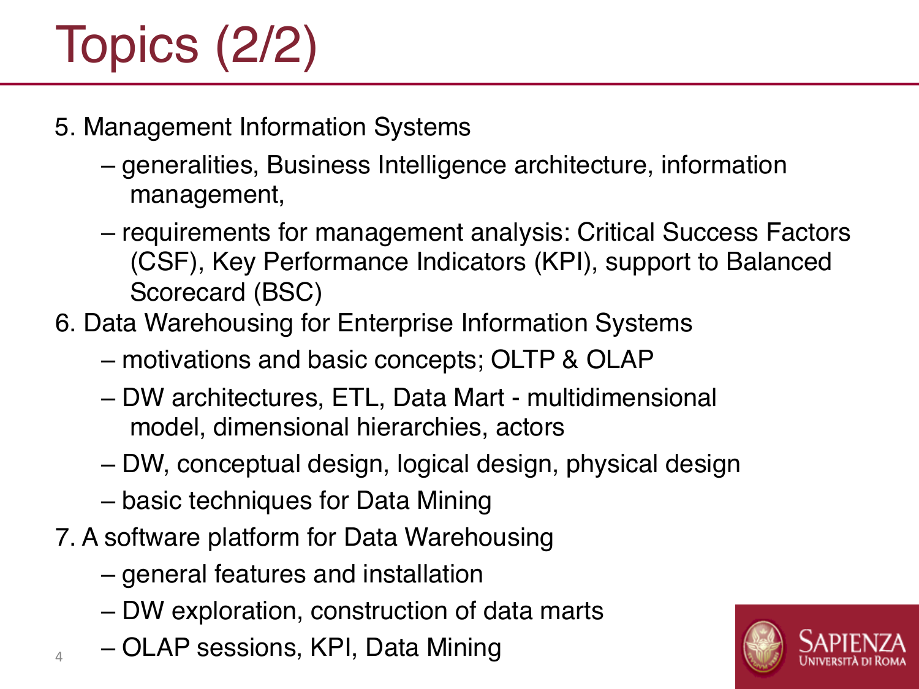# Topics (2/2)

5. Management Information Systems
   - generalities, Business Intelligence architecture, information management,
   - requirements for management analysis: Critical Success Factors (CSF), Key Performance Indicators (KPI), support to Balanced Scorecard (BSC)
6. Data Warehousing for Enterprise Information Systems
   - motivations and basic concepts; OLTP & OLAP
   - DW architectures, ETL, Data Mart - multidimensional model, dimensional hierarchies, actors
   - DW, conceptual design, logical design, physical design
   - basic techniques for Data Mining
7. A software platform for Data Warehousing
   - general features and installation
   - DW exploration, construction of data marts
   - OLAP sessions, KPI, Data Mining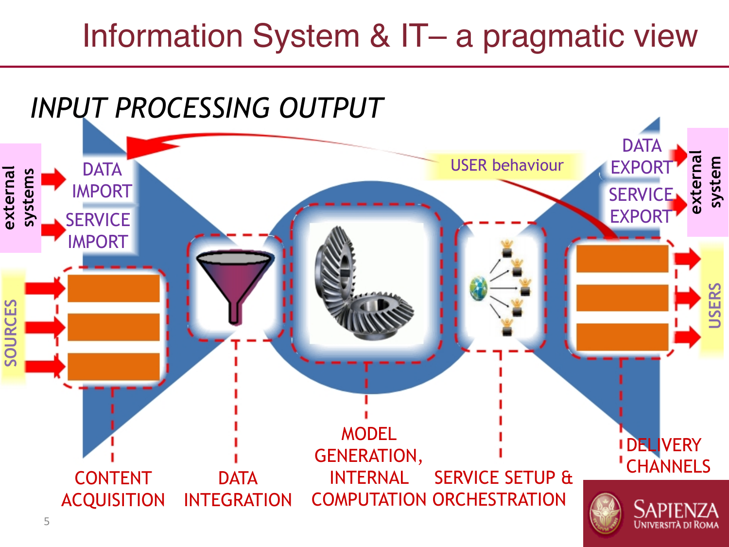# Information System & IT– a pragmatic view

*INPUT PROCESSING OUTPUT*

external systems

DATA IMPORT

SERVICE IMPORT

SOURCES

USER behaviour

DATA EXPORT

SERVICE EXPORT

external system

USERS

CONTENT ACQUISITION

DATA INTEGRATION

MODEL GENERATION, INTERNAL COMPUTATION

SERVICE SETUP & ORCHESTRATION

DELIVERY CHANNELS